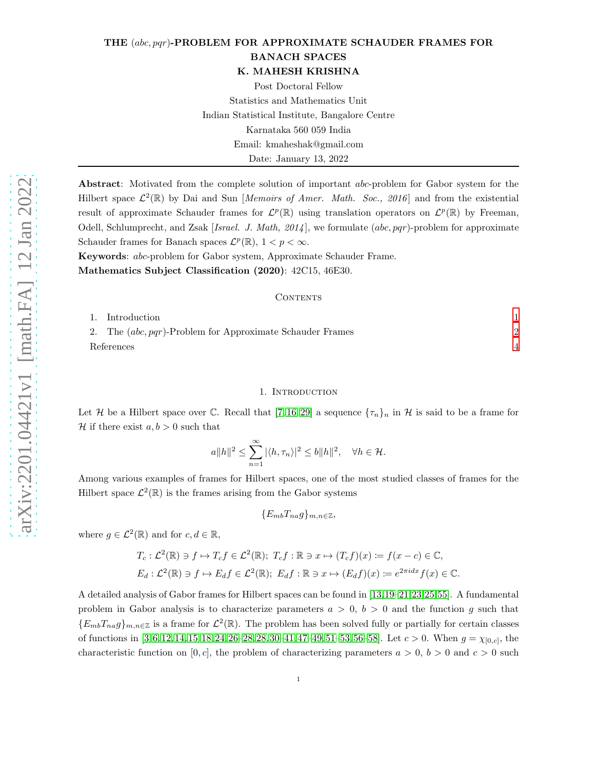# THE $(abc, pqr)$-PROBLEM FOR APPROXIMATE SCHAUDER FRAMES FOR BANACH SPACES

**K. MAHESH KRISHNA**

Post Doctoral Fellow

Statistics and Mathematics Unit

Indian Statistical Institute, Bangalore Centre

Karnataka 560 059 India

Email: kmaheshak@gmail.com

Date: January 13, 2022

---

**Abstract**: Motivated from the complete solution of important *abc*-problem for Gabor system for the Hilbert space $\mathcal{L}^2(\mathbb{R})$ by Dai and Sun [*Memoirs of Amer. Math. Soc., 2016*] and from the existential result of approximate Schauder frames for $\mathcal{L}^p(\mathbb{R})$ using translation operators on $\mathcal{L}^p(\mathbb{R})$ by Freeman, Odell, Schlumprecht, and Zsak [*Israel. J. Math, 2014*], we formulate $(abc, pqr)$-problem for approximate Schauder frames for Banach spaces $\mathcal{L}^p(\mathbb{R})$, $1 < p < \infty$.

**Keywords**: *abc*-problem for Gabor system, Approximate Schauder Frame.

**Mathematics Subject Classification (2020)**: 42C15, 46E30.

## Contents

1. Introduction — 1
2. The $(abc, pqr)$-Problem for Approximate Schauder Frames — 2

References — 4

## 1. Introduction

Let $\mathcal{H}$ be a Hilbert space over $\mathbb{C}$. Recall that [7, 16, 29] a sequence $\{\tau_n\}_n$ in $\mathcal{H}$ is said to be a frame for $\mathcal{H}$ if there exist $a, b > 0$ such that

$$a\|h\|^2 \leq \sum_{n=1}^{\infty} |\langle h, \tau_n\rangle|^2 \leq b\|h\|^2, \quad \forall h \in \mathcal{H}.$$

Among various examples of frames for Hilbert spaces, one of the most studied classes of frames for the Hilbert space $\mathcal{L}^2(\mathbb{R})$ is the frames arising from the Gabor systems

$$\{E_{mb}T_{na}g\}_{m,n\in\mathbb{Z}},$$

where $g \in \mathcal{L}^2(\mathbb{R})$ and for $c, d \in \mathbb{R}$,

$$T_c : \mathcal{L}^2(\mathbb{R}) \ni f \mapsto T_c f \in \mathcal{L}^2(\mathbb{R});\ T_c f : \mathbb{R} \ni x \mapsto (T_c f)(x) := f(x - c) \in \mathbb{C},$$
$$E_d : \mathcal{L}^2(\mathbb{R}) \ni f \mapsto E_d f \in \mathcal{L}^2(\mathbb{R});\ E_d f : \mathbb{R} \ni x \mapsto (E_d f)(x) := e^{2\pi i d x} f(x) \in \mathbb{C}.$$

A detailed analysis of Gabor frames for Hilbert spaces can be found in [13, 19–21, 23, 25, 55]. A fundamental problem in Gabor analysis is to characterize parameters $a > 0$, $b > 0$ and the function $g$ such that $\{E_{mb}T_{na}g\}_{m,n\in\mathbb{Z}}$ is a frame for $\mathcal{L}^2(\mathbb{R})$. The problem has been solved fully or partially for certain classes of functions in [3, 6, 12, 14, 15, 18, 24, 26–28, 28, 30–41, 47–49, 51–53, 56–58]. Let $c > 0$. When $g = \chi_{[0,c]}$, the characteristic function on $[0, c]$, the problem of characterizing parameters $a > 0$, $b > 0$ and $c > 0$ such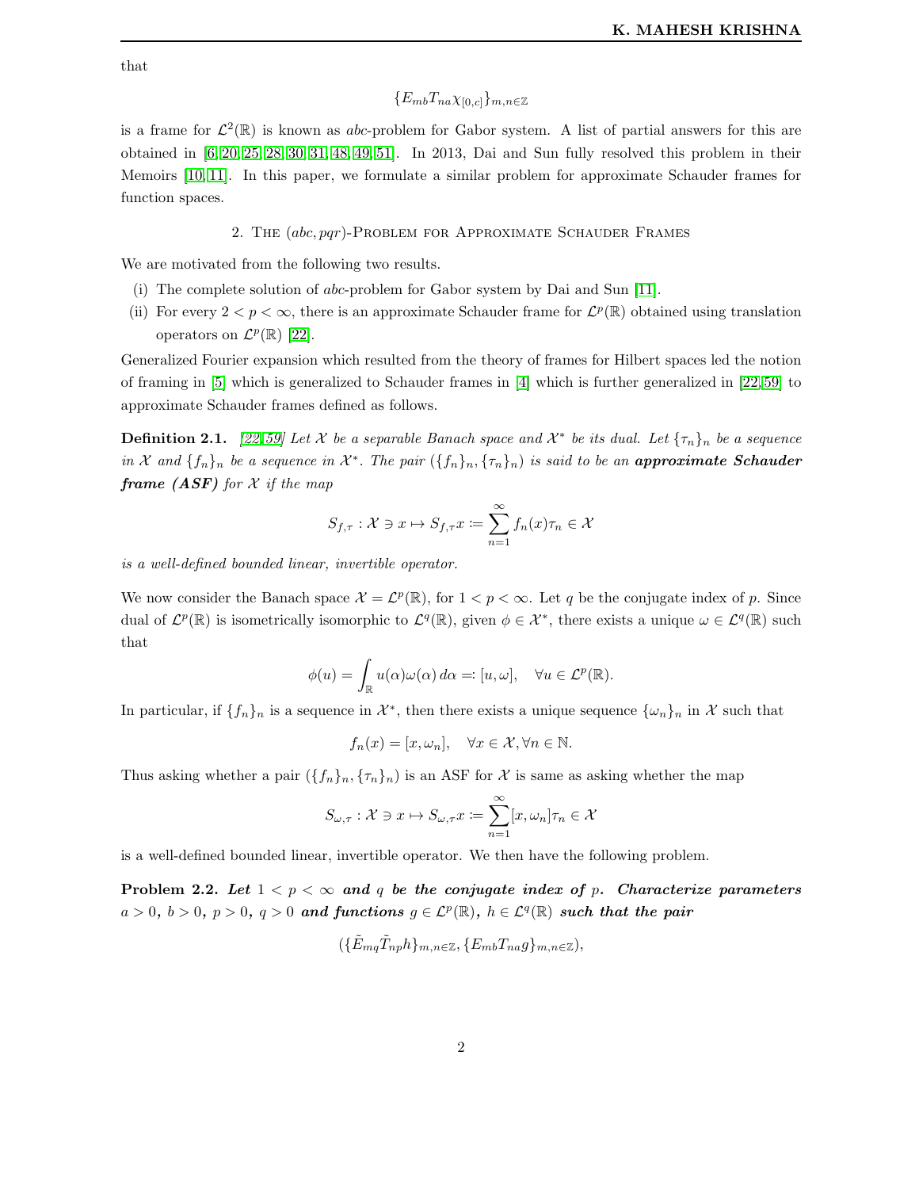that

$$\{E_{mb}T_{na}\chi_{[0,c]}\}_{m,n\in\mathbb{Z}}$$

is a frame for $\mathcal{L}^2(\mathbb{R})$ is known as *abc*-problem for Gabor system. A list of partial answers for this are obtained in [6, 20, 25, 28, 30, 31, 48, 49, 51]. In 2013, Dai and Sun fully resolved this problem in their Memoirs [10, 11]. In this paper, we formulate a similar problem for approximate Schauder frames for function spaces.

## 2. The $(abc, pqr)$-Problem for Approximate Schauder Frames

We are motivated from the following two results.

(i) The complete solution of *abc*-problem for Gabor system by Dai and Sun [11].

(ii) For every $2 < p < \infty$, there is an approximate Schauder frame for $\mathcal{L}^p(\mathbb{R})$ obtained using translation operators on $\mathcal{L}^p(\mathbb{R})$ [22].

Generalized Fourier expansion which resulted from the theory of frames for Hilbert spaces led the notion of framing in [5] which is generalized to Schauder frames in [4] which is further generalized in [22, 59] to approximate Schauder frames defined as follows.

**Definition 2.1.** *[22, 59] Let $\mathcal{X}$ be a separable Banach space and $\mathcal{X}^*$ be its dual. Let $\{\tau_n\}_n$ be a sequence in $\mathcal{X}$ and $\{f_n\}_n$ be a sequence in $\mathcal{X}^*$. The pair $(\{f_n\}_n, \{\tau_n\}_n)$ is said to be an* ***approximate Schauder frame (ASF)*** *for $\mathcal{X}$ if the map*

$$S_{f,\tau} : \mathcal{X} \ni x \mapsto S_{f,\tau}x := \sum_{n=1}^{\infty} f_n(x)\tau_n \in \mathcal{X}$$

*is a well-defined bounded linear, invertible operator.*

We now consider the Banach space $\mathcal{X} = \mathcal{L}^p(\mathbb{R})$, for $1 < p < \infty$. Let $q$ be the conjugate index of $p$. Since dual of $\mathcal{L}^p(\mathbb{R})$ is isometrically isomorphic to $\mathcal{L}^q(\mathbb{R})$, given $\phi \in \mathcal{X}^*$, there exists a unique $\omega \in \mathcal{L}^q(\mathbb{R})$ such that

$$\phi(u) = \int_{\mathbb{R}} u(\alpha)\omega(\alpha)\, d\alpha =: [u, \omega], \quad \forall u \in \mathcal{L}^p(\mathbb{R}).$$

In particular, if $\{f_n\}_n$ is a sequence in $\mathcal{X}^*$, then there exists a unique sequence $\{\omega_n\}_n$ in $\mathcal{X}$ such that

$$f_n(x) = [x, \omega_n], \quad \forall x \in \mathcal{X}, \forall n \in \mathbb{N}.$$

Thus asking whether a pair $(\{f_n\}_n, \{\tau_n\}_n)$ is an ASF for $\mathcal{X}$ is same as asking whether the map

$$S_{\omega,\tau} : \mathcal{X} \ni x \mapsto S_{\omega,\tau}x := \sum_{n=1}^{\infty} [x, \omega_n]\tau_n \in \mathcal{X}$$

is a well-defined bounded linear, invertible operator. We then have the following problem.

**Problem 2.2.** ***Let $1 < p < \infty$ and $q$ be the conjugate index of $p$. Characterize parameters $a > 0$, $b > 0$, $p > 0$, $q > 0$ and functions $g \in \mathcal{L}^p(\mathbb{R})$, $h \in \mathcal{L}^q(\mathbb{R})$ such that the pair***

$$(\{\tilde{E}_{mq}\tilde{T}_{np}h\}_{m,n\in\mathbb{Z}}, \{E_{mb}T_{na}g\}_{m,n\in\mathbb{Z}}),$$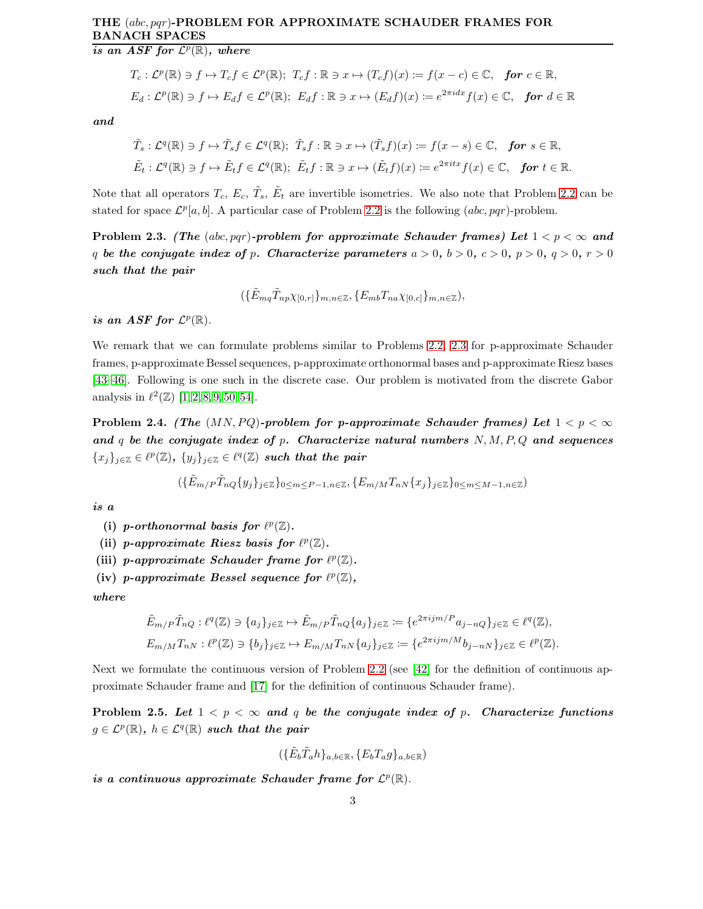*is an ASF for $\mathcal{L}^p(\mathbb{R})$, where*

$$T_c : \mathcal{L}^p(\mathbb{R}) \ni f \mapsto T_c f \in \mathcal{L}^p(\mathbb{R});\ T_c f : \mathbb{R} \ni x \mapsto (T_c f)(x) := f(x-c) \in \mathbb{C}, \quad \textit{for } c \in \mathbb{R},$$
$$E_d : \mathcal{L}^p(\mathbb{R}) \ni f \mapsto E_d f \in \mathcal{L}^p(\mathbb{R});\ E_d f : \mathbb{R} \ni x \mapsto (E_d f)(x) := e^{2\pi i d x} f(x) \in \mathbb{C}, \quad \textit{for } d \in \mathbb{R}$$

*and*

$$\tilde{T}_s : \mathcal{L}^q(\mathbb{R}) \ni f \mapsto \tilde{T}_s f \in \mathcal{L}^q(\mathbb{R});\ \tilde{T}_s f : \mathbb{R} \ni x \mapsto (\tilde{T}_s f)(x) := f(x-s) \in \mathbb{C}, \quad \textit{for } s \in \mathbb{R},$$
$$\tilde{E}_t : \mathcal{L}^q(\mathbb{R}) \ni f \mapsto \tilde{E}_t f \in \mathcal{L}^q(\mathbb{R});\ \tilde{E}_t f : \mathbb{R} \ni x \mapsto (\tilde{E}_t f)(x) := e^{2\pi i t x} f(x) \in \mathbb{C}, \quad \textit{for } t \in \mathbb{R}.$$

Note that all operators $T_c$, $E_c$, $\tilde{T}_s$, $\tilde{E}_t$ are invertible isometries. We also note that Problem 2.2 can be stated for space $\mathcal{L}^p[a,b]$. A particular case of Problem 2.2 is the following $(abc, pqr)$-problem.

**Problem 2.3.** ***(The $(abc, pqr)$-problem for approximate Schauder frames) Let $1 < p < \infty$ and $q$ be the conjugate index of $p$. Characterize parameters $a > 0$, $b > 0$, $c > 0$, $p > 0$, $q > 0$, $r > 0$ such that the pair***

$$(\{\tilde{E}_{mq}\tilde{T}_{np}\chi_{[0,r]}\}_{m,n\in\mathbb{Z}}, \{E_{mb}T_{na}\chi_{[0,c]}\}_{m,n\in\mathbb{Z}}),$$

***is an ASF for $\mathcal{L}^p(\mathbb{R})$.***

We remark that we can formulate problems similar to Problems 2.2, 2.3 for p-approximate Schauder frames, p-approximate Bessel sequences, p-approximate orthonormal bases and p-approximate Riesz bases [43–46]. Following is one such in the discrete case. Our problem is motivated from the discrete Gabor analysis in $\ell^2(\mathbb{Z})$ [1,2,8,9,50,54].

**Problem 2.4.** ***(The $(MN, PQ)$-problem for p-approximate Schauder frames) Let $1 < p < \infty$ and $q$ be the conjugate index of $p$. Characterize natural numbers $N, M, P, Q$ and sequences $\{x_j\}_{j\in\mathbb{Z}} \in \ell^p(\mathbb{Z})$, $\{y_j\}_{j\in\mathbb{Z}} \in \ell^q(\mathbb{Z})$ such that the pair***

$$(\{\tilde{E}_{m/P}\tilde{T}_{nQ}\{y_j\}_{j\in\mathbb{Z}}\}_{0\leq m\leq P-1, n\in\mathbb{Z}}, \{E_{m/M}T_{nN}\{x_j\}_{j\in\mathbb{Z}}\}_{0\leq m\leq M-1, n\in\mathbb{Z}})$$

***is a***

- **(i)** ***p-orthonormal basis for $\ell^p(\mathbb{Z})$.***
- **(ii)** ***p-approximate Riesz basis for $\ell^p(\mathbb{Z})$.***
- **(iii)** ***p-approximate Schauder frame for $\ell^p(\mathbb{Z})$.***
- **(iv)** ***p-approximate Bessel sequence for $\ell^p(\mathbb{Z})$,***

***where***

$$\tilde{E}_{m/P}\tilde{T}_{nQ} : \ell^q(\mathbb{Z}) \ni \{a_j\}_{j\in\mathbb{Z}} \mapsto \tilde{E}_{m/P}\tilde{T}_{nQ}\{a_j\}_{j\in\mathbb{Z}} := \{e^{2\pi i jm/P}a_{j-nQ}\}_{j\in\mathbb{Z}} \in \ell^q(\mathbb{Z}),$$
$$E_{m/M}T_{nN} : \ell^p(\mathbb{Z}) \ni \{b_j\}_{j\in\mathbb{Z}} \mapsto E_{m/M}T_{nN}\{a_j\}_{j\in\mathbb{Z}} := \{e^{2\pi i jm/M}b_{j-nN}\}_{j\in\mathbb{Z}} \in \ell^p(\mathbb{Z}).$$

Next we formulate the continuous version of Problem 2.2 (see [42] for the definition of continuous approximate Schauder frame and [17] for the definition of continuous Schauder frame).

**Problem 2.5.** ***Let $1 < p < \infty$ and $q$ be the conjugate index of $p$. Characterize functions $g \in \mathcal{L}^p(\mathbb{R})$, $h \in \mathcal{L}^q(\mathbb{R})$ such that the pair***

$$(\{\tilde{E}_b\tilde{T}_a h\}_{a,b\in\mathbb{R}}, \{E_bT_a g\}_{a,b\in\mathbb{R}})$$

***is a continuous approximate Schauder frame for $\mathcal{L}^p(\mathbb{R})$.***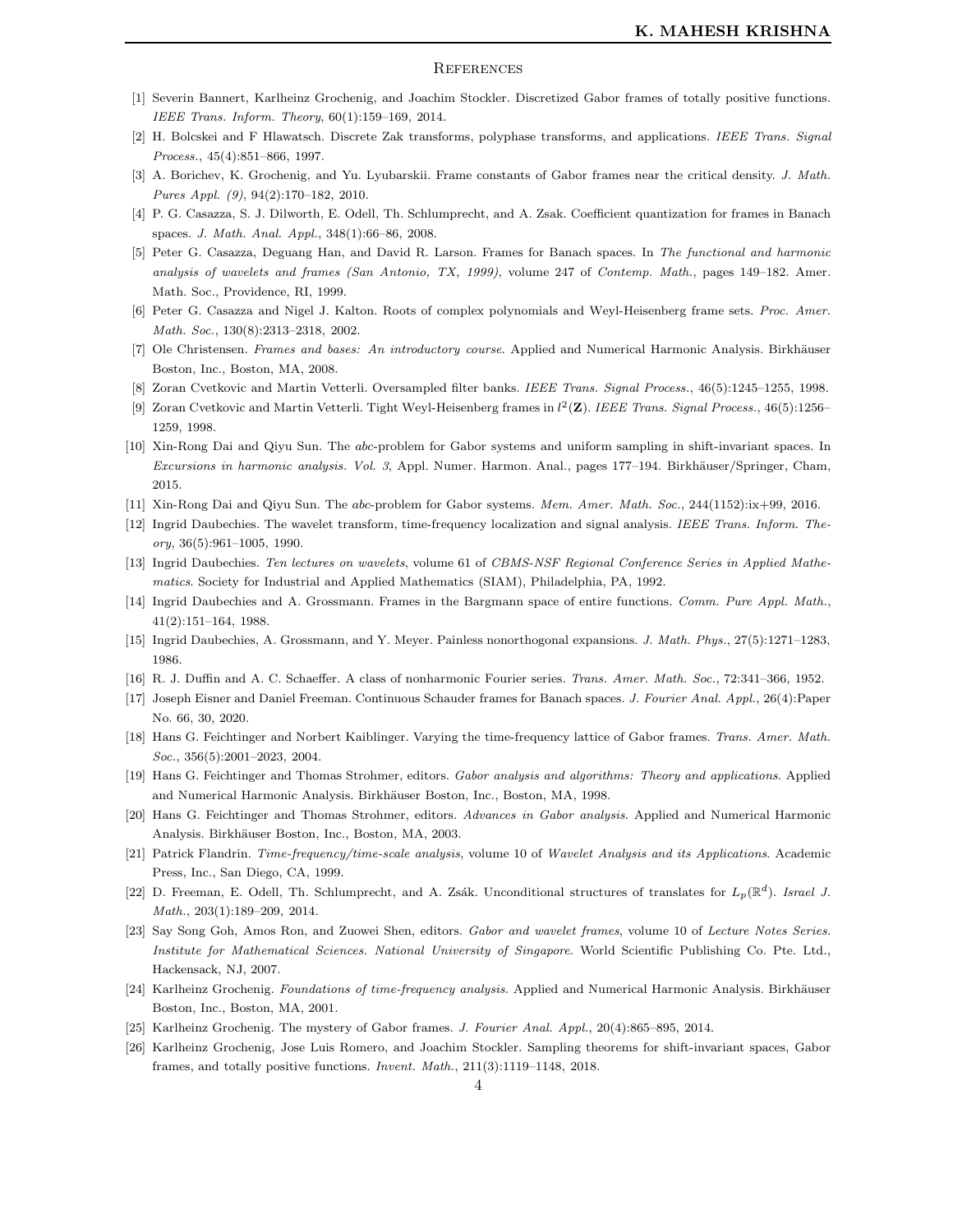## References

[1] Severin Bannert, Karlheinz Grochenig, and Joachim Stockler. Discretized Gabor frames of totally positive functions. *IEEE Trans. Inform. Theory*, 60(1):159–169, 2014.

[2] H. Bolcskei and F Hlawatsch. Discrete Zak transforms, polyphase transforms, and applications. *IEEE Trans. Signal Process.*, 45(4):851–866, 1997.

[3] A. Borichev, K. Grochenig, and Yu. Lyubarskii. Frame constants of Gabor frames near the critical density. *J. Math. Pures Appl. (9)*, 94(2):170–182, 2010.

[4] P. G. Casazza, S. J. Dilworth, E. Odell, Th. Schlumprecht, and A. Zsak. Coefficient quantization for frames in Banach spaces. *J. Math. Anal. Appl.*, 348(1):66–86, 2008.

[5] Peter G. Casazza, Deguang Han, and David R. Larson. Frames for Banach spaces. In *The functional and harmonic analysis of wavelets and frames (San Antonio, TX, 1999)*, volume 247 of *Contemp. Math.*, pages 149–182. Amer. Math. Soc., Providence, RI, 1999.

[6] Peter G. Casazza and Nigel J. Kalton. Roots of complex polynomials and Weyl-Heisenberg frame sets. *Proc. Amer. Math. Soc.*, 130(8):2313–2318, 2002.

[7] Ole Christensen. *Frames and bases: An introductory course*. Applied and Numerical Harmonic Analysis. Birkhäuser Boston, Inc., Boston, MA, 2008.

[8] Zoran Cvetkovic and Martin Vetterli. Oversampled filter banks. *IEEE Trans. Signal Process.*, 46(5):1245–1255, 1998.

[9] Zoran Cvetkovic and Martin Vetterli. Tight Weyl-Heisenberg frames in $l^2(\mathbf{Z})$. *IEEE Trans. Signal Process.*, 46(5):1256–1259, 1998.

[10] Xin-Rong Dai and Qiyu Sun. The *abc*-problem for Gabor systems and uniform sampling in shift-invariant spaces. In *Excursions in harmonic analysis. Vol. 3*, Appl. Numer. Harmon. Anal., pages 177–194. Birkhäuser/Springer, Cham, 2015.

[11] Xin-Rong Dai and Qiyu Sun. The *abc*-problem for Gabor systems. *Mem. Amer. Math. Soc.*, 244(1152):ix+99, 2016.

[12] Ingrid Daubechies. The wavelet transform, time-frequency localization and signal analysis. *IEEE Trans. Inform. Theory*, 36(5):961–1005, 1990.

[13] Ingrid Daubechies. *Ten lectures on wavelets*, volume 61 of *CBMS-NSF Regional Conference Series in Applied Mathematics*. Society for Industrial and Applied Mathematics (SIAM), Philadelphia, PA, 1992.

[14] Ingrid Daubechies and A. Grossmann. Frames in the Bargmann space of entire functions. *Comm. Pure Appl. Math.*, 41(2):151–164, 1988.

[15] Ingrid Daubechies, A. Grossmann, and Y. Meyer. Painless nonorthogonal expansions. *J. Math. Phys.*, 27(5):1271–1283, 1986.

[16] R. J. Duffin and A. C. Schaeffer. A class of nonharmonic Fourier series. *Trans. Amer. Math. Soc.*, 72:341–366, 1952.

[17] Joseph Eisner and Daniel Freeman. Continuous Schauder frames for Banach spaces. *J. Fourier Anal. Appl.*, 26(4):Paper No. 66, 30, 2020.

[18] Hans G. Feichtinger and Norbert Kaiblinger. Varying the time-frequency lattice of Gabor frames. *Trans. Amer. Math. Soc.*, 356(5):2001–2023, 2004.

[19] Hans G. Feichtinger and Thomas Strohmer, editors. *Gabor analysis and algorithms: Theory and applications*. Applied and Numerical Harmonic Analysis. Birkhäuser Boston, Inc., Boston, MA, 1998.

[20] Hans G. Feichtinger and Thomas Strohmer, editors. *Advances in Gabor analysis*. Applied and Numerical Harmonic Analysis. Birkhäuser Boston, Inc., Boston, MA, 2003.

[21] Patrick Flandrin. *Time-frequency/time-scale analysis*, volume 10 of *Wavelet Analysis and its Applications*. Academic Press, Inc., San Diego, CA, 1999.

[22] D. Freeman, E. Odell, Th. Schlumprecht, and A. Zsák. Unconditional structures of translates for $L_p(\mathbb{R}^d)$. *Israel J. Math.*, 203(1):189–209, 2014.

[23] Say Song Goh, Amos Ron, and Zuowei Shen, editors. *Gabor and wavelet frames*, volume 10 of *Lecture Notes Series. Institute for Mathematical Sciences. National University of Singapore*. World Scientific Publishing Co. Pte. Ltd., Hackensack, NJ, 2007.

[24] Karlheinz Grochenig. *Foundations of time-frequency analysis*. Applied and Numerical Harmonic Analysis. Birkhäuser Boston, Inc., Boston, MA, 2001.

[25] Karlheinz Grochenig. The mystery of Gabor frames. *J. Fourier Anal. Appl.*, 20(4):865–895, 2014.

[26] Karlheinz Grochenig, Jose Luis Romero, and Joachim Stockler. Sampling theorems for shift-invariant spaces, Gabor frames, and totally positive functions. *Invent. Math.*, 211(3):1119–1148, 2018.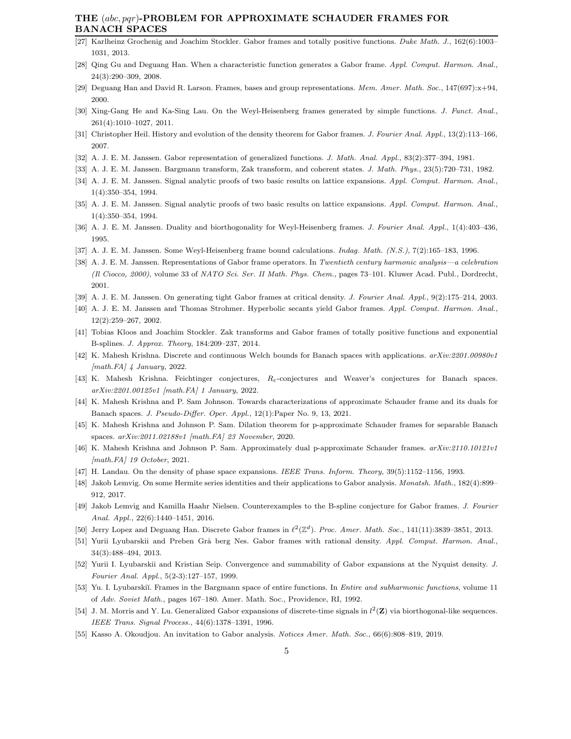[27] Karlheinz Grochenig and Joachim Stockler. Gabor frames and totally positive functions. *Duke Math. J.*, 162(6):1003–1031, 2013.

[28] Qing Gu and Deguang Han. When a characteristic function generates a Gabor frame. *Appl. Comput. Harmon. Anal.*, 24(3):290–309, 2008.

[29] Deguang Han and David R. Larson. Frames, bases and group representations. *Mem. Amer. Math. Soc.*, 147(697):x+94, 2000.

[30] Xing-Gang He and Ka-Sing Lau. On the Weyl-Heisenberg frames generated by simple functions. *J. Funct. Anal.*, 261(4):1010–1027, 2011.

[31] Christopher Heil. History and evolution of the density theorem for Gabor frames. *J. Fourier Anal. Appl.*, 13(2):113–166, 2007.

[32] A. J. E. M. Janssen. Gabor representation of generalized functions. *J. Math. Anal. Appl.*, 83(2):377–394, 1981.

[33] A. J. E. M. Janssen. Bargmann transform, Zak transform, and coherent states. *J. Math. Phys.*, 23(5):720–731, 1982.

[34] A. J. E. M. Janssen. Signal analytic proofs of two basic results on lattice expansions. *Appl. Comput. Harmon. Anal.*, 1(4):350–354, 1994.

[35] A. J. E. M. Janssen. Signal analytic proofs of two basic results on lattice expansions. *Appl. Comput. Harmon. Anal.*, 1(4):350–354, 1994.

[36] A. J. E. M. Janssen. Duality and biorthogonality for Weyl-Heisenberg frames. *J. Fourier Anal. Appl.*, 1(4):403–436, 1995.

[37] A. J. E. M. Janssen. Some Weyl-Heisenberg frame bound calculations. *Indag. Math. (N.S.)*, 7(2):165–183, 1996.

[38] A. J. E. M. Janssen. Representations of Gabor frame operators. In *Twentieth century harmonic analysis—a celebration (Il Ciocco, 2000)*, volume 33 of *NATO Sci. Ser. II Math. Phys. Chem.*, pages 73–101. Kluwer Acad. Publ., Dordrecht, 2001.

[39] A. J. E. M. Janssen. On generating tight Gabor frames at critical density. *J. Fourier Anal. Appl.*, 9(2):175–214, 2003.

[40] A. J. E. M. Janssen and Thomas Strohmer. Hyperbolic secants yield Gabor frames. *Appl. Comput. Harmon. Anal.*, 12(2):259–267, 2002.

[41] Tobias Kloos and Joachim Stockler. Zak transforms and Gabor frames of totally positive functions and exponential B-splines. *J. Approx. Theory*, 184:209–237, 2014.

[42] K. Mahesh Krishna. Discrete and continuous Welch bounds for Banach spaces with applications. *arXiv:2201.00980v1 [math.FA] 4 January*, 2022.

[43] K. Mahesh Krishna. Feichtinger conjectures, $R_\varepsilon$-conjectures and Weaver's conjectures for Banach spaces. *arXiv:2201.00125v1 [math.FA] 1 January*, 2022.

[44] K. Mahesh Krishna and P. Sam Johnson. Towards characterizations of approximate Schauder frame and its duals for Banach spaces. *J. Pseudo-Differ. Oper. Appl.*, 12(1):Paper No. 9, 13, 2021.

[45] K. Mahesh Krishna and Johnson P. Sam. Dilation theorem for p-approximate Schauder frames for separable Banach spaces. *arXiv:2011.02188v1 [math.FA] 23 November*, 2020.

[46] K. Mahesh Krishna and Johnson P. Sam. Approximately dual p-approximate Schauder frames. *arXiv:2110.10121v1 [math.FA] 19 October*, 2021.

[47] H. Landau. On the density of phase space expansions. *IEEE Trans. Inform. Theory*, 39(5):1152–1156, 1993.

[48] Jakob Lemvig. On some Hermite series identities and their applications to Gabor analysis. *Monatsh. Math.*, 182(4):899–912, 2017.

[49] Jakob Lemvig and Kamilla Haahr Nielsen. Counterexamples to the B-spline conjecture for Gabor frames. *J. Fourier Anal. Appl.*, 22(6):1440–1451, 2016.

[50] Jerry Lopez and Deguang Han. Discrete Gabor frames in $\ell^2(\mathbb{Z}^d)$. *Proc. Amer. Math. Soc.*, 141(11):3839–3851, 2013.

[51] Yurii Lyubarskii and Preben Grå berg Nes. Gabor frames with rational density. *Appl. Comput. Harmon. Anal.*, 34(3):488–494, 2013.

[52] Yurii I. Lyubarskii and Kristian Seip. Convergence and summability of Gabor expansions at the Nyquist density. *J. Fourier Anal. Appl.*, 5(2-3):127–157, 1999.

[53] Yu. I. Lyubarskiĭ. Frames in the Bargmann space of entire functions. In *Entire and subharmonic functions*, volume 11 of *Adv. Soviet Math.*, pages 167–180. Amer. Math. Soc., Providence, RI, 1992.

[54] J. M. Morris and Y. Lu. Generalized Gabor expansions of discrete-time signals in $l^2(\mathbf{Z})$ via biorthogonal-like sequences. *IEEE Trans. Signal Process.*, 44(6):1378–1391, 1996.

[55] Kasso A. Okoudjou. An invitation to Gabor analysis. *Notices Amer. Math. Soc.*, 66(6):808–819, 2019.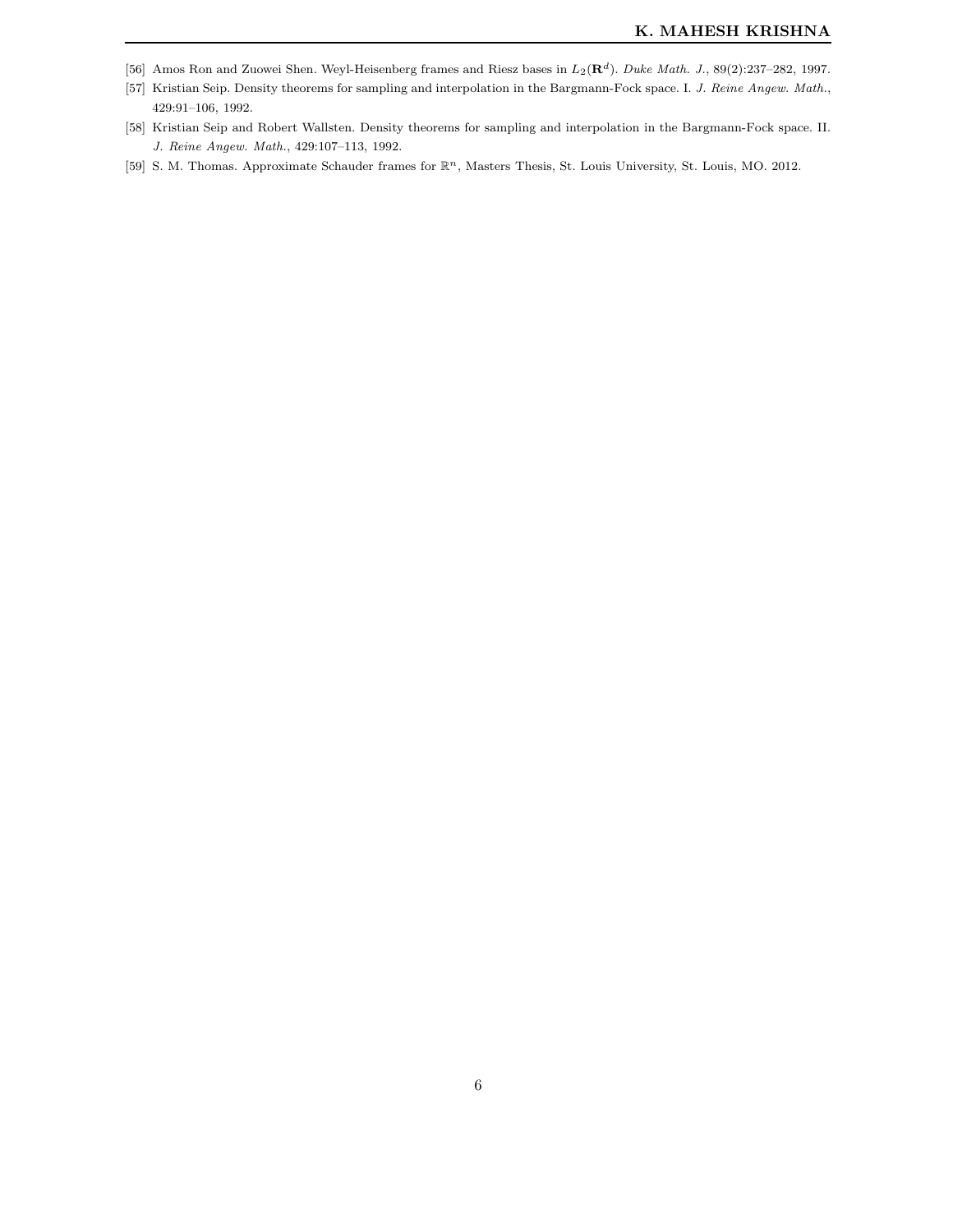[56] Amos Ron and Zuowei Shen. Weyl-Heisenberg frames and Riesz bases in $L_2(\mathbf{R}^d)$. *Duke Math. J.*, 89(2):237–282, 1997.

[57] Kristian Seip. Density theorems for sampling and interpolation in the Bargmann-Fock space. I. *J. Reine Angew. Math.*, 429:91–106, 1992.

[58] Kristian Seip and Robert Wallsten. Density theorems for sampling and interpolation in the Bargmann-Fock space. II. *J. Reine Angew. Math.*, 429:107–113, 1992.

[59] S. M. Thomas. Approximate Schauder frames for $\mathbb{R}^n$, Masters Thesis, St. Louis University, St. Louis, MO. 2012.